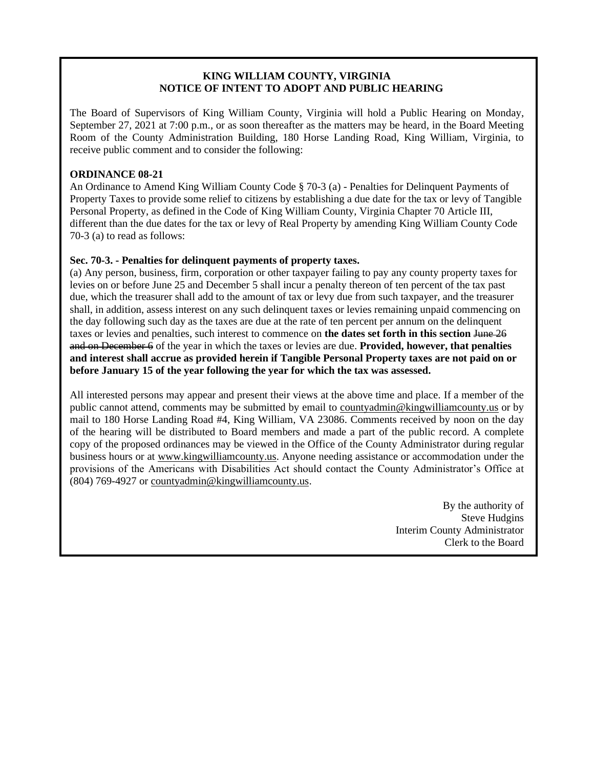**KING WILLIAM COUNTY, VIRGINIA**
**NOTICE OF INTENT TO ADOPT AND PUBLIC HEARING**

The Board of Supervisors of King William County, Virginia will hold a Public Hearing on Monday, September 27, 2021 at 7:00 p.m., or as soon thereafter as the matters may be heard, in the Board Meeting Room of the County Administration Building, 180 Horse Landing Road, King William, Virginia, to receive public comment and to consider the following:

**ORDINANCE 08-21**
An Ordinance to Amend King William County Code § 70-3 (a) - Penalties for Delinquent Payments of Property Taxes to provide some relief to citizens by establishing a due date for the tax or levy of Tangible Personal Property, as defined in the Code of King William County, Virginia Chapter 70 Article III, different than the due dates for the tax or levy of Real Property by amending King William County Code 70-3 (a) to read as follows:

**Sec. 70-3. - Penalties for delinquent payments of property taxes.**
(a) Any person, business, firm, corporation or other taxpayer failing to pay any county property taxes for levies on or before June 25 and December 5 shall incur a penalty thereon of ten percent of the tax past due, which the treasurer shall add to the amount of tax or levy due from such taxpayer, and the treasurer shall, in addition, assess interest on any such delinquent taxes or levies remaining unpaid commencing on the day following such day as the taxes are due at the rate of ten percent per annum on the delinquent taxes or levies and penalties, such interest to commence on **the dates set forth in this section** ~~June 26 and on December 6~~ of the year in which the taxes or levies are due. **Provided, however, that penalties and interest shall accrue as provided herein if Tangible Personal Property taxes are not paid on or before January 15 of the year following the year for which the tax was assessed.**

All interested persons may appear and present their views at the above time and place. If a member of the public cannot attend, comments may be submitted by email to countyadmin@kingwilliamcounty.us or by mail to 180 Horse Landing Road #4, King William, VA 23086. Comments received by noon on the day of the hearing will be distributed to Board members and made a part of the public record. A complete copy of the proposed ordinances may be viewed in the Office of the County Administrator during regular business hours or at www.kingwilliamcounty.us. Anyone needing assistance or accommodation under the provisions of the Americans with Disabilities Act should contact the County Administrator's Office at (804) 769-4927 or countyadmin@kingwilliamcounty.us.

By the authority of
Steve Hudgins
Interim County Administrator
Clerk to the Board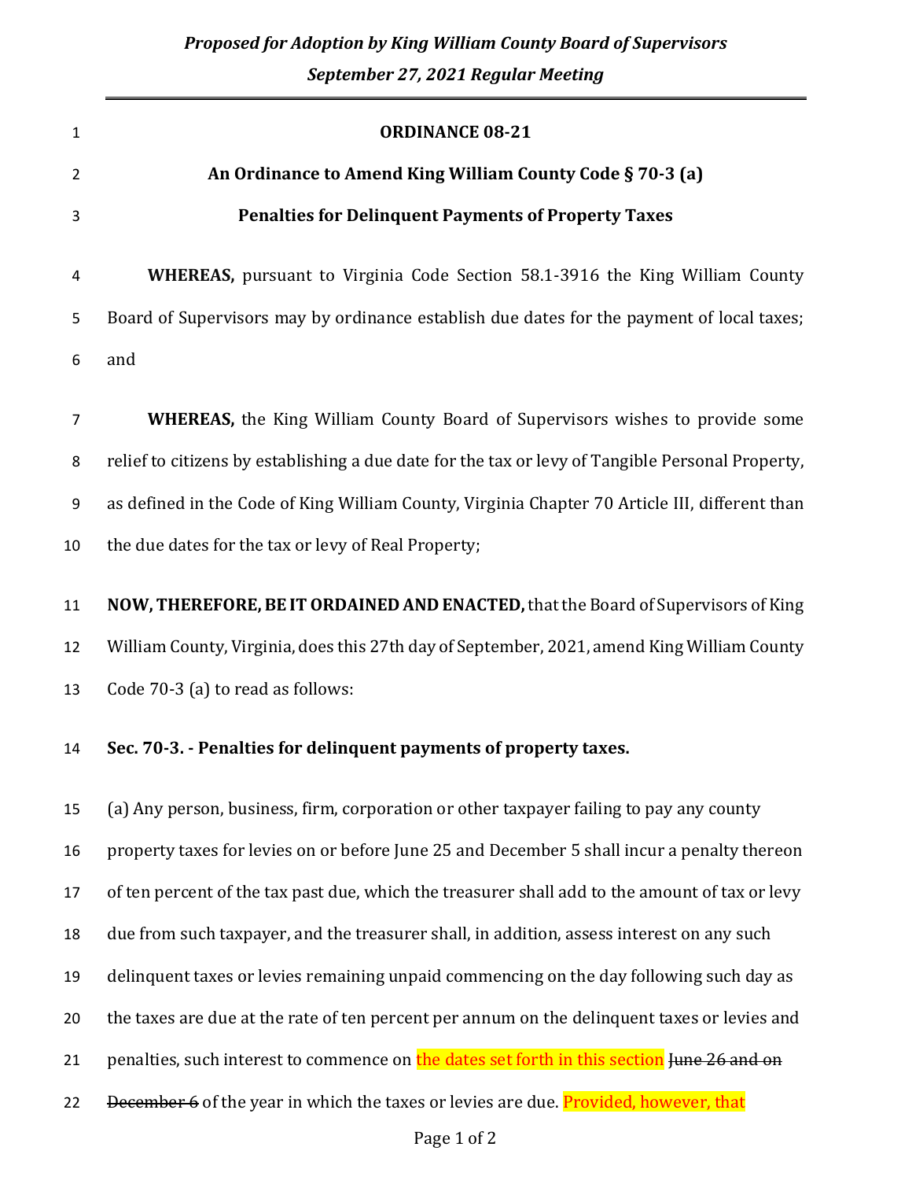*Proposed for Adoption by King William County Board of Supervisors*

*September 27, 2021 Regular Meeting*

**ORDINANCE 08-21**

**An Ordinance to Amend King William County Code § 70-3 (a)**

**Penalties for Delinquent Payments of Property Taxes**

**WHEREAS,** pursuant to Virginia Code Section 58.1-3916 the King William County Board of Supervisors may by ordinance establish due dates for the payment of local taxes; and

**WHEREAS,** the King William County Board of Supervisors wishes to provide some relief to citizens by establishing a due date for the tax or levy of Tangible Personal Property, as defined in the Code of King William County, Virginia Chapter 70 Article III, different than the due dates for the tax or levy of Real Property;

**NOW, THEREFORE, BE IT ORDAINED AND ENACTED,** that the Board of Supervisors of King William County, Virginia, does this 27th day of September, 2021, amend King William County Code 70-3 (a) to read as follows:

**Sec. 70-3. - Penalties for delinquent payments of property taxes.**

(a) Any person, business, firm, corporation or other taxpayer failing to pay any county property taxes for levies on or before June 25 and December 5 shall incur a penalty thereon of ten percent of the tax past due, which the treasurer shall add to the amount of tax or levy due from such taxpayer, and the treasurer shall, in addition, assess interest on any such delinquent taxes or levies remaining unpaid commencing on the day following such day as the taxes are due at the rate of ten percent per annum on the delinquent taxes or levies and penalties, such interest to commence on the dates set forth in this section ~~June 26 and on December 6~~ of the year in which the taxes or levies are due. Provided, however, that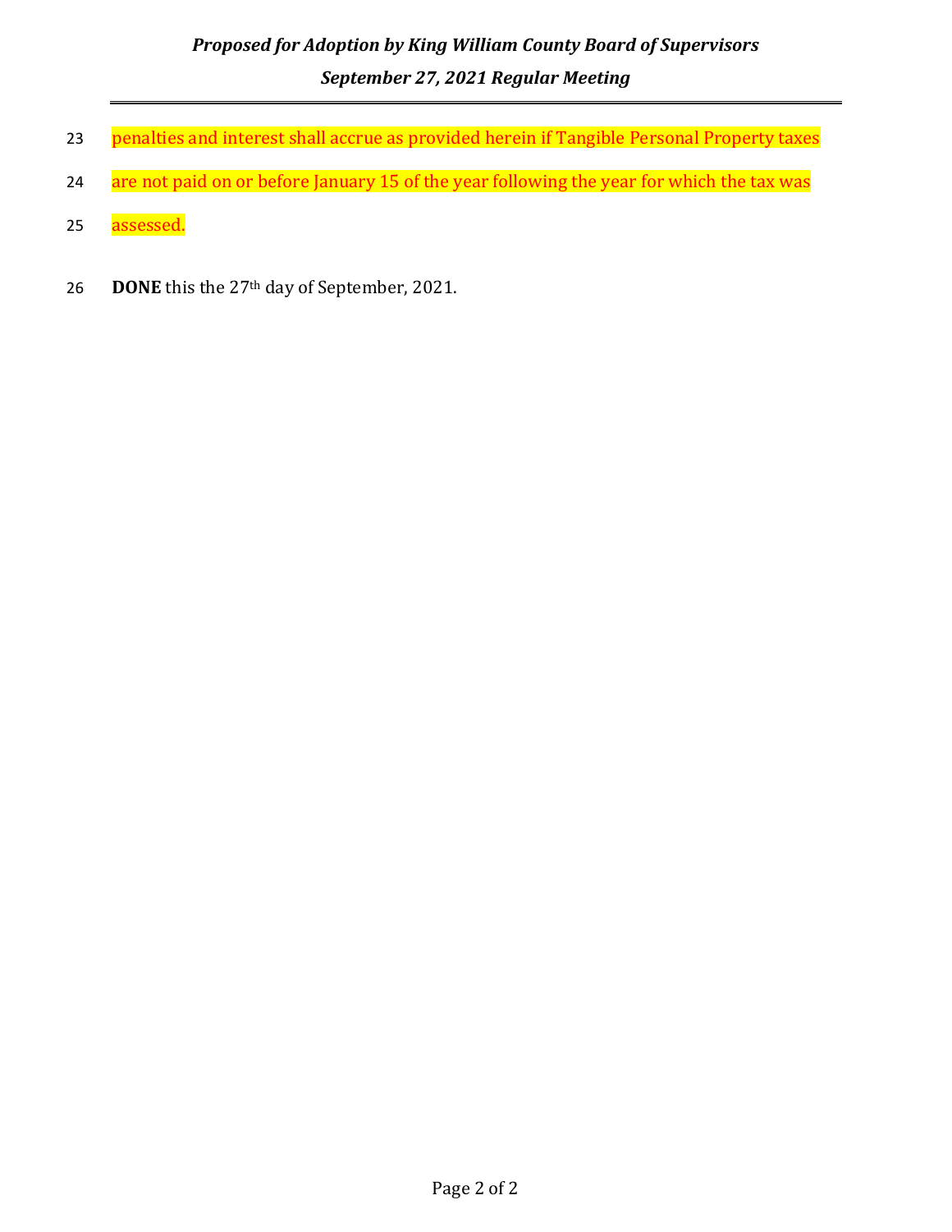penalties and interest shall accrue as provided herein if Tangible Personal Property taxes are not paid on or before January 15 of the year following the year for which the tax was assessed.

**DONE** this the 27th day of September, 2021.